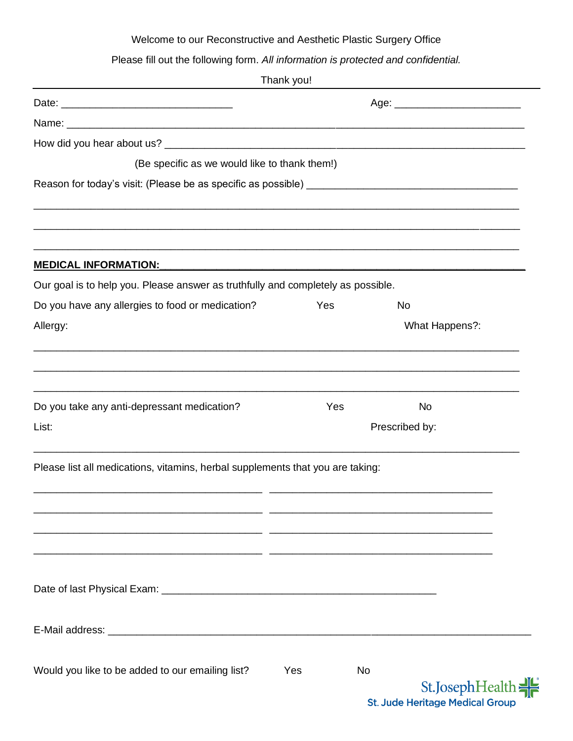Welcome to our Reconstructive and Aesthetic Plastic Surgery Office

Please fill out the following form. *All information is protected and confidential.*

Thank you!

---

Date: ______________________________ Age: ______________________

Name: _______________________________________________________________________________

How did you hear about us? ________________________________________________________________

(Be specific as we would like to thank them!)

Reason for today's visit: (Please be as specific as possible) _____________________________________

_____________________________________________________________________________________

_____________________________________________________________________________________

_____________________________________________________________________________________

**MEDICAL INFORMATION:**

Our goal is to help you. Please answer as truthfully and completely as possible.

Do you have any allergies to food or medication? Yes No

Allergy: What Happens?:

_____________________________________________________________________________________

_____________________________________________________________________________________

_____________________________________________________________________________________

Do you take any anti-depressant medication? Yes No

List: Prescribed by:

_____________________________________________________________________________________

Please list all medications, vitamins, herbal supplements that you are taking:

________________________________________ ________________________________________

________________________________________ ________________________________________

________________________________________ ________________________________________

________________________________________ ________________________________________

Date of last Physical Exam: ________________________________________________

E-Mail address: ___________________________________________________________________________

Would you like to be added to our emailing list? Yes No

St.Joseph Health
St. Jude Heritage Medical Group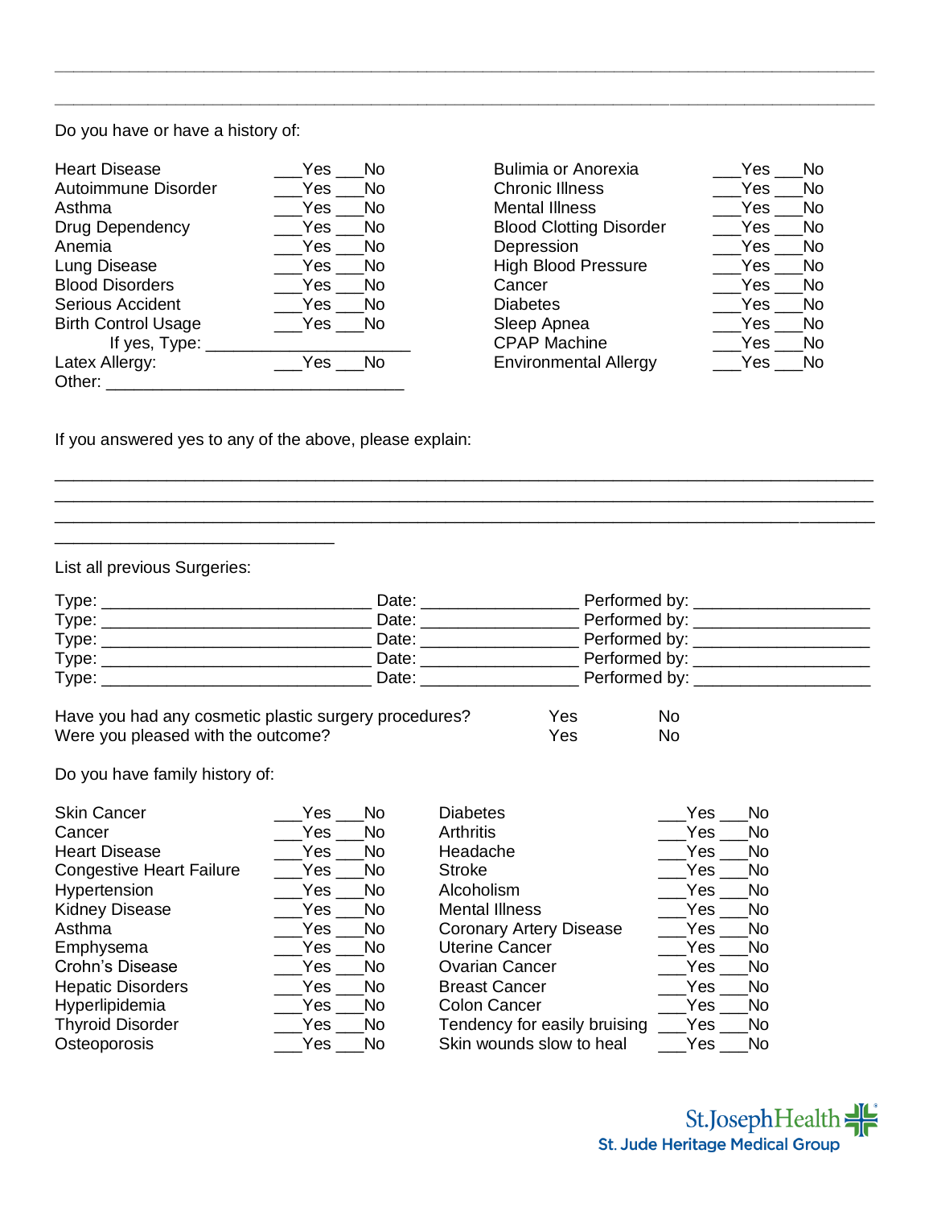\_\_\_\_\_\_\_\_\_\_\_\_\_\_\_\_\_\_\_\_\_\_\_\_\_\_\_\_\_\_\_\_\_\_\_\_\_\_\_\_\_\_\_\_\_\_\_\_\_\_\_\_\_\_\_\_\_\_\_\_\_\_\_\_\_\_\_\_\_\_\_\_\_\_\_\_\_\_\_\_

\_\_\_\_\_\_\_\_\_\_\_\_\_\_\_\_\_\_\_\_\_\_\_\_\_\_\_\_\_\_\_\_\_\_\_\_\_\_\_\_\_\_\_\_\_\_\_\_\_\_\_\_\_\_\_\_\_\_\_\_\_\_\_\_\_\_\_\_\_\_\_\_\_\_\_\_\_\_\_\_

Do you have or have a history of:

| Condition | Response | Condition | Response |
|---|---|---|---|
| Heart Disease | ___Yes ___No | Bulimia or Anorexia | ___Yes ___No |
| Autoimmune Disorder | ___Yes ___No | Chronic Illness | ___Yes ___No |
| Asthma | ___Yes ___No | Mental Illness | ___Yes ___No |
| Drug Dependency | ___Yes ___No | Blood Clotting Disorder | ___Yes ___No |
| Anemia | ___Yes ___No | Depression | ___Yes ___No |
| Lung Disease | ___Yes ___No | High Blood Pressure | ___Yes ___No |
| Blood Disorders | ___Yes ___No | Cancer | ___Yes ___No |
| Serious Accident | ___Yes ___No | Diabetes | ___Yes ___No |
| Birth Control Usage | ___Yes ___No | Sleep Apnea | ___Yes ___No |
| If yes, Type: ______________________ | | CPAP Machine | ___Yes ___No |
| Latex Allergy: | ___Yes ___No | Environmental Allergy | ___Yes ___No |
| Other: _______________________________ | | | |

If you answered yes to any of the above, please explain:

\_\_\_\_\_\_\_\_\_\_\_\_\_\_\_\_\_\_\_\_\_\_\_\_\_\_\_\_\_\_\_\_\_\_\_\_\_\_\_\_\_\_\_\_\_\_\_\_\_\_\_\_\_\_\_\_\_\_\_\_\_\_\_\_\_\_\_\_\_\_\_\_\_\_\_\_\_\_\_\_

\_\_\_\_\_\_\_\_\_\_\_\_\_\_\_\_\_\_\_\_\_\_\_\_\_\_\_\_\_\_\_\_\_\_\_\_\_\_\_\_\_\_\_\_\_\_\_\_\_\_\_\_\_\_\_\_\_\_\_\_\_\_\_\_\_\_\_\_\_\_\_\_\_\_\_\_\_\_\_\_

\_\_\_\_\_\_\_\_\_\_\_\_\_\_\_\_\_\_\_\_\_\_\_\_\_\_\_\_\_\_\_\_\_\_\_\_\_\_\_\_\_\_\_\_\_\_\_\_\_\_\_\_\_\_\_\_\_\_\_\_\_\_\_\_\_\_\_\_\_\_\_\_\_\_\_\_\_\_\_\_

\_\_\_\_\_\_\_\_\_\_\_\_\_\_\_\_\_\_\_\_\_\_\_\_\_\_\_\_\_\_

List all previous Surgeries:

Type: ____________________________ Date: ________________ Performed by: __________________

Type: ____________________________ Date: ________________ Performed by: __________________

Type: ____________________________ Date: ________________ Performed by: __________________

Type: ____________________________ Date: ________________ Performed by: __________________

Type: ____________________________ Date: ________________ Performed by: __________________

| Question | | |
|---|---|---|
| Have you had any cosmetic plastic surgery procedures? | Yes | No |
| Were you pleased with the outcome? | Yes | No |

Do you have family history of:

| Condition | Response | Condition | Response |
|---|---|---|---|
| Skin Cancer | ___Yes ___No | Diabetes | ___Yes ___No |
| Cancer | ___Yes ___No | Arthritis | ___Yes ___No |
| Heart Disease | ___Yes ___No | Headache | ___Yes ___No |
| Congestive Heart Failure | ___Yes ___No | Stroke | ___Yes ___No |
| Hypertension | ___Yes ___No | Alcoholism | ___Yes ___No |
| Kidney Disease | ___Yes ___No | Mental Illness | ___Yes ___No |
| Asthma | ___Yes ___No | Coronary Artery Disease | ___Yes ___No |
| Emphysema | ___Yes ___No | Uterine Cancer | ___Yes ___No |
| Crohn's Disease | ___Yes ___No | Ovarian Cancer | ___Yes ___No |
| Hepatic Disorders | ___Yes ___No | Breast Cancer | ___Yes ___No |
| Hyperlipidemia | ___Yes ___No | Colon Cancer | ___Yes ___No |
| Thyroid Disorder | ___Yes ___No | Tendency for easily bruising | ___Yes ___No |
| Osteoporosis | ___Yes ___No | Skin wounds slow to heal | ___Yes ___No |

St.Joseph Health
St. Jude Heritage Medical Group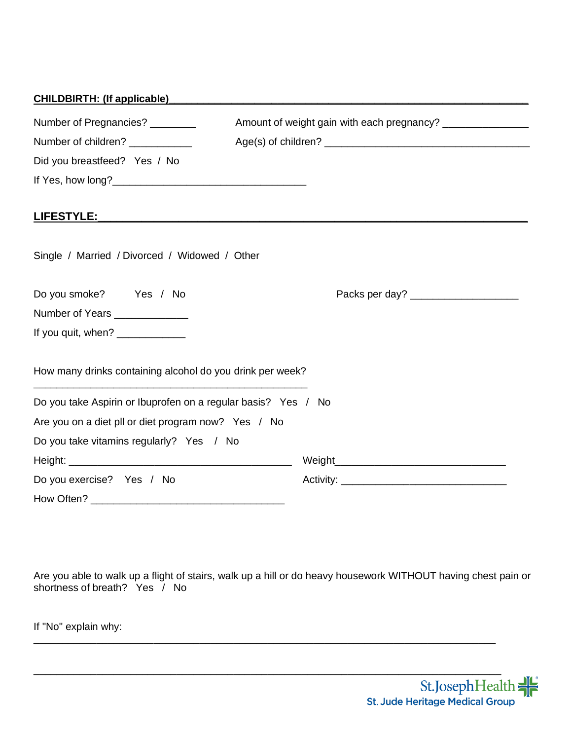**CHILDBIRTH: (If applicable)**

Number of Pregnancies? ________ Amount of weight gain with each pregnancy? ______________

Number of children? ___________ Age(s) of children? ___________________________________

Did you breastfeed? Yes / No

If Yes, how long?________________________________

**LIFESTYLE:**

Single / Married / Divorced / Widowed / Other

Do you smoke? Yes / No Packs per day? __________________

Number of Years _____________

If you quit, when? ____________

How many drinks containing alcohol do you drink per week?

_____________________________________________

Do you take Aspirin or Ibuprofen on a regular basis? Yes / No

Are you on a diet pll or diet program now? Yes / No

Do you take vitamins regularly? Yes / No

Height: _____________________________________ Weight_____________________________

Do you exercise? Yes / No Activity: ____________________________

How Often? ________________________________

Are you able to walk up a flight of stairs, walk up a hill or do heavy housework WITHOUT having chest pain or shortness of breath? Yes / No

If "No" explain why:

_____________________________________________________________________________

_____________________________________________________________________________

St.JosephHealth
St. Jude Heritage Medical Group